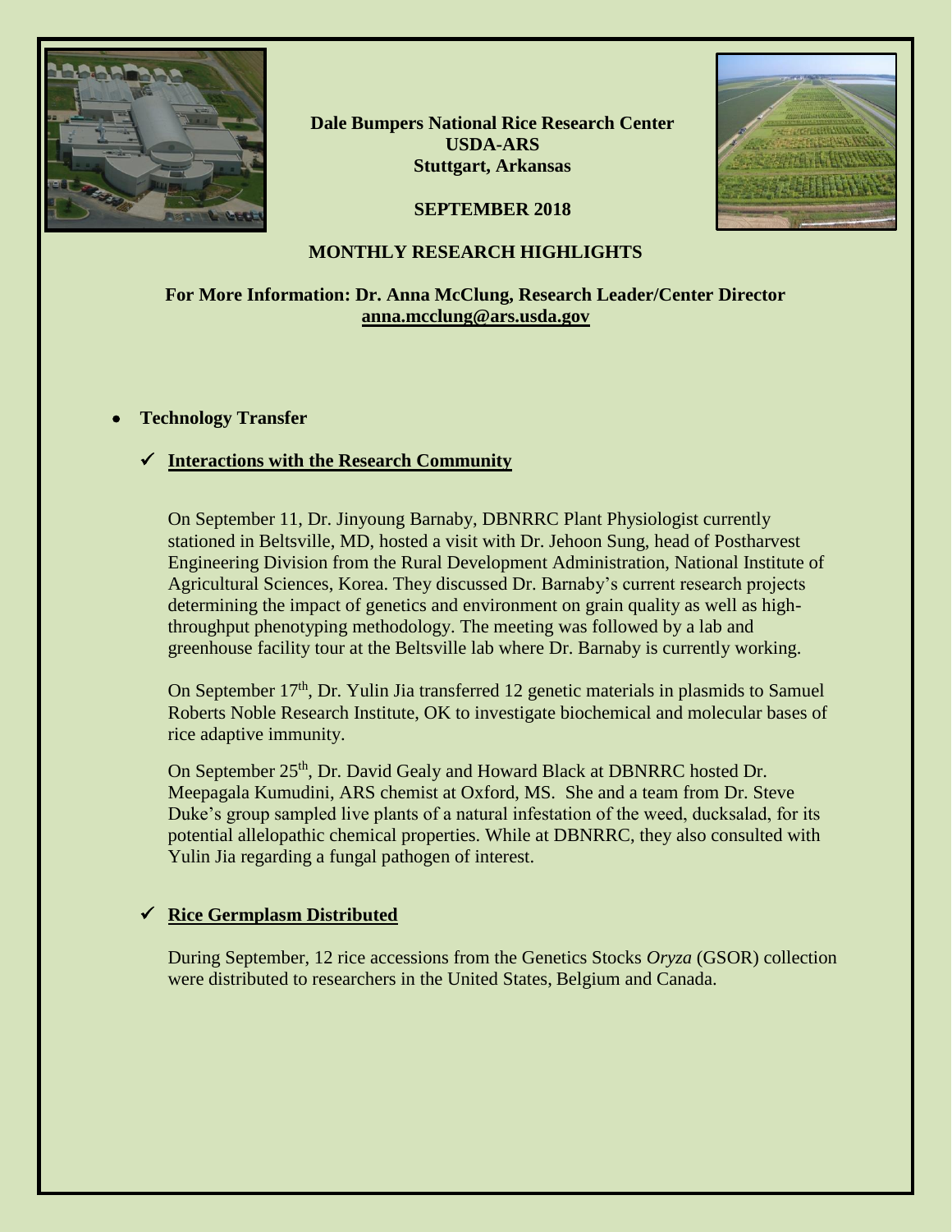**Dale Bumpers National Rice Research Center**
**USDA-ARS**
**Stuttgart, Arkansas**

**SEPTEMBER 2018**

# MONTHLY RESEARCH HIGHLIGHTS

**For More Information: Dr. Anna McClung, Research Leader/Center Director**
**anna.mcclung@ars.usda.gov**

- **Technology Transfer**

## ✓ Interactions with the Research Community

On September 11, Dr. Jinyoung Barnaby, DBNRRC Plant Physiologist currently stationed in Beltsville, MD, hosted a visit with Dr. Jehoon Sung, head of Postharvest Engineering Division from the Rural Development Administration, National Institute of Agricultural Sciences, Korea. They discussed Dr. Barnaby's current research projects determining the impact of genetics and environment on grain quality as well as high-throughput phenotyping methodology. The meeting was followed by a lab and greenhouse facility tour at the Beltsville lab where Dr. Barnaby is currently working.

On September 17th, Dr. Yulin Jia transferred 12 genetic materials in plasmids to Samuel Roberts Noble Research Institute, OK to investigate biochemical and molecular bases of rice adaptive immunity.

On September 25th, Dr. David Gealy and Howard Black at DBNRRC hosted Dr. Meepagala Kumudini, ARS chemist at Oxford, MS. She and a team from Dr. Steve Duke's group sampled live plants of a natural infestation of the weed, ducksalad, for its potential allelopathic chemical properties. While at DBNRRC, they also consulted with Yulin Jia regarding a fungal pathogen of interest.

## ✓ Rice Germplasm Distributed

During September, 12 rice accessions from the Genetics Stocks *Oryza* (GSOR) collection were distributed to researchers in the United States, Belgium and Canada.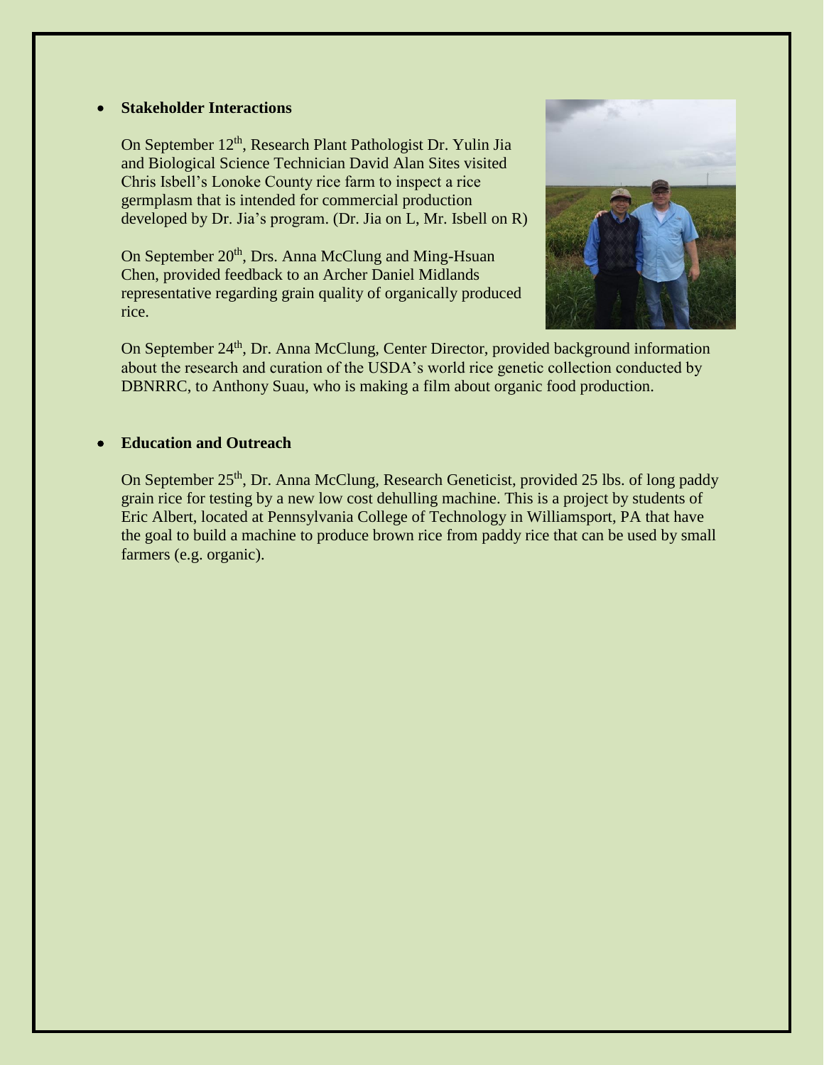- **Stakeholder Interactions**

  On September 12th, Research Plant Pathologist Dr. Yulin Jia and Biological Science Technician David Alan Sites visited Chris Isbell's Lonoke County rice farm to inspect a rice germplasm that is intended for commercial production developed by Dr. Jia's program. (Dr. Jia on L, Mr. Isbell on R)

  On September 20th, Drs. Anna McClung and Ming-Hsuan Chen, provided feedback to an Archer Daniel Midlands representative regarding grain quality of organically produced rice.

  On September 24th, Dr. Anna McClung, Center Director, provided background information about the research and curation of the USDA's world rice genetic collection conducted by DBNRRC, to Anthony Suau, who is making a film about organic food production.

- **Education and Outreach**

  On September 25th, Dr. Anna McClung, Research Geneticist, provided 25 lbs. of long paddy grain rice for testing by a new low cost dehulling machine. This is a project by students of Eric Albert, located at Pennsylvania College of Technology in Williamsport, PA that have the goal to build a machine to produce brown rice from paddy rice that can be used by small farmers (e.g. organic).